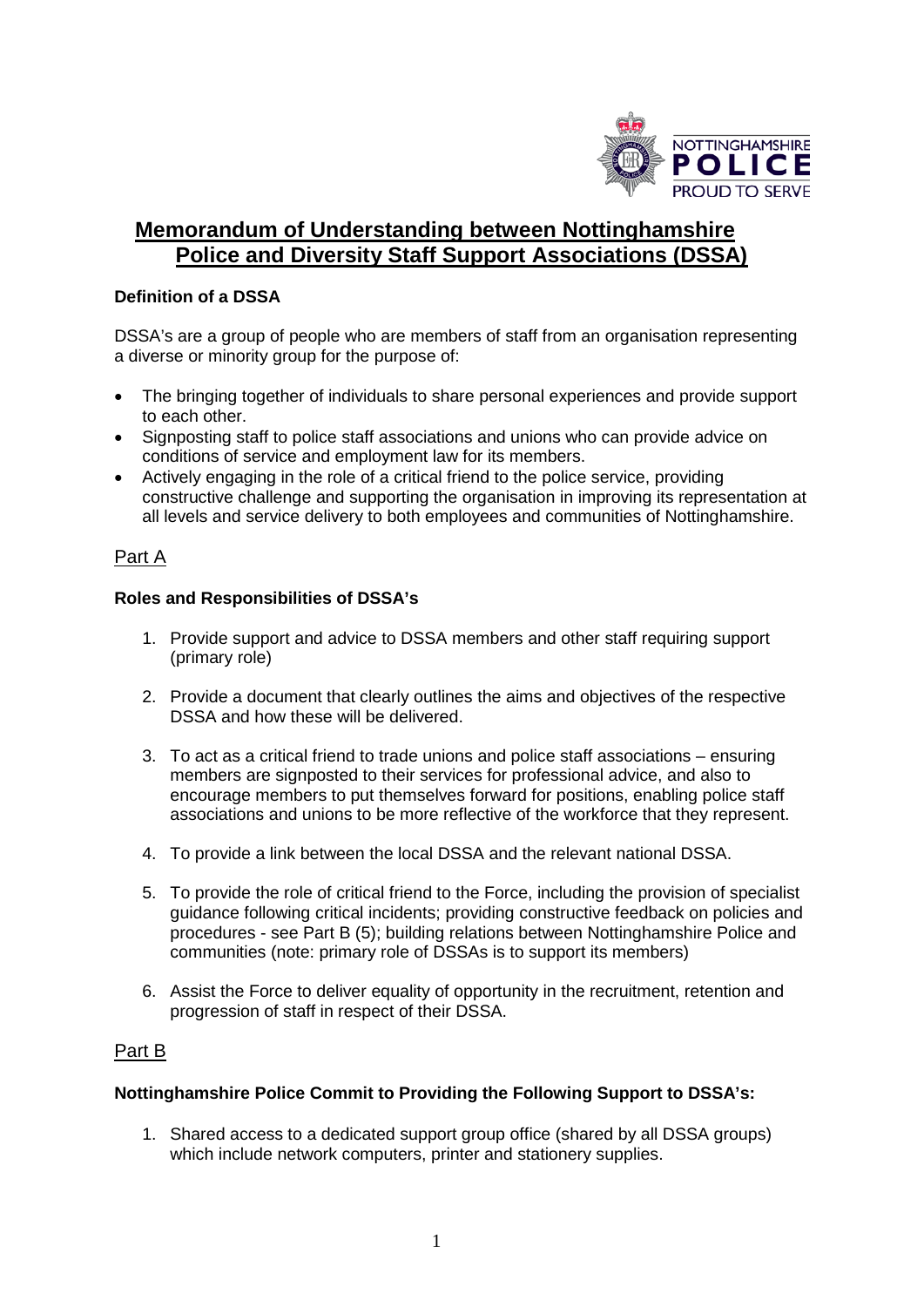# Memorandum of Understanding between Nottinghamshire Police and Diversity Staff Support Associations (DSSA)

**Definition of a DSSA**

DSSA's are a group of people who are members of staff from an organisation representing a diverse or minority group for the purpose of:

- The bringing together of individuals to share personal experiences and provide support to each other.
- Signposting staff to police staff associations and unions who can provide advice on conditions of service and employment law for its members.
- Actively engaging in the role of a critical friend to the police service, providing constructive challenge and supporting the organisation in improving its representation at all levels and service delivery to both employees and communities of Nottinghamshire.

## Part A

**Roles and Responsibilities of DSSA's**

1. Provide support and advice to DSSA members and other staff requiring support (primary role)

2. Provide a document that clearly outlines the aims and objectives of the respective DSSA and how these will be delivered.

3. To act as a critical friend to trade unions and police staff associations – ensuring members are signposted to their services for professional advice, and also to encourage members to put themselves forward for positions, enabling police staff associations and unions to be more reflective of the workforce that they represent.

4. To provide a link between the local DSSA and the relevant national DSSA.

5. To provide the role of critical friend to the Force, including the provision of specialist guidance following critical incidents; providing constructive feedback on policies and procedures - see Part B (5); building relations between Nottinghamshire Police and communities (note: primary role of DSSAs is to support its members)

6. Assist the Force to deliver equality of opportunity in the recruitment, retention and progression of staff in respect of their DSSA.

## Part B

**Nottinghamshire Police Commit to Providing the Following Support to DSSA's:**

1. Shared access to a dedicated support group office (shared by all DSSA groups) which include network computers, printer and stationery supplies.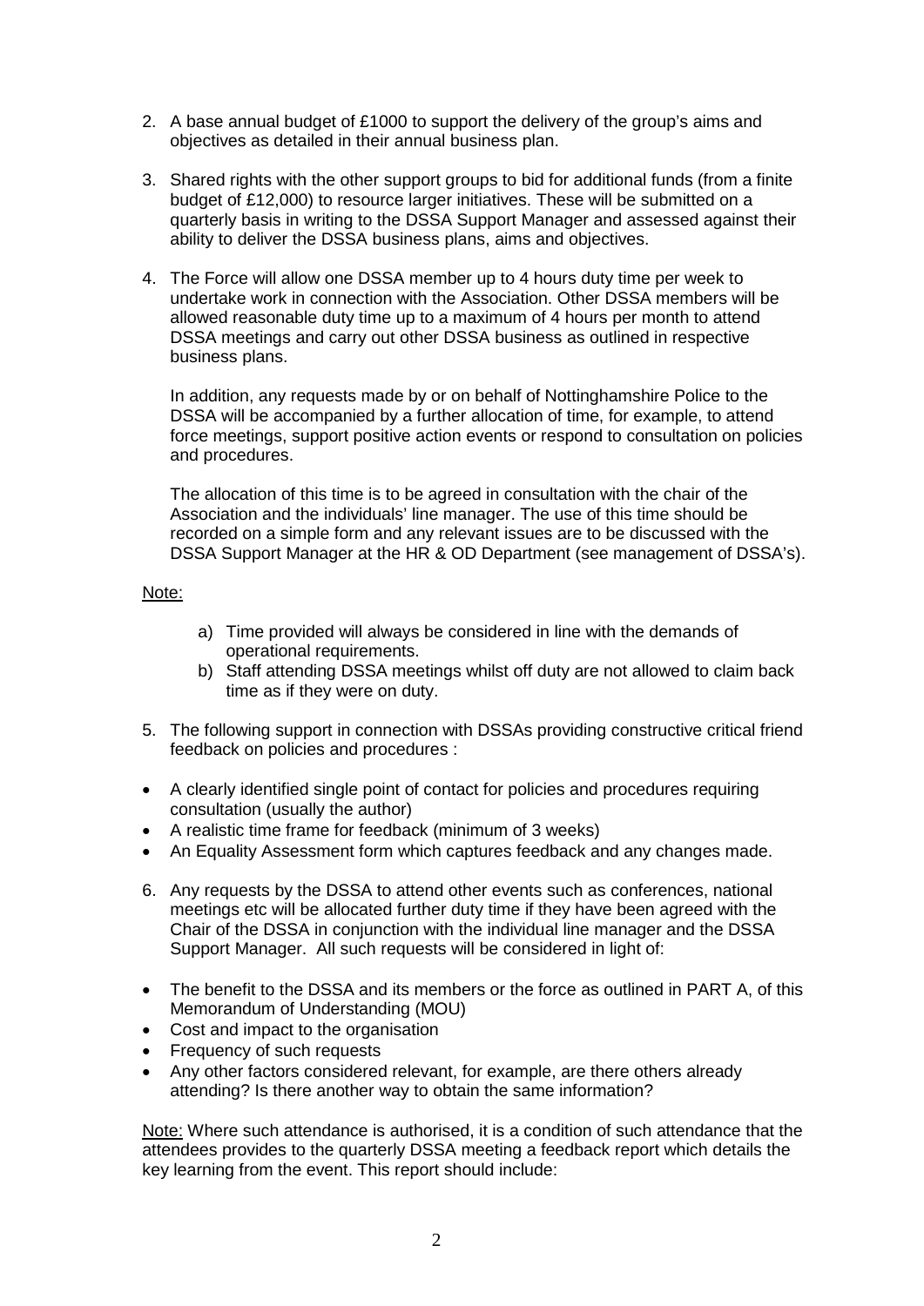2. A base annual budget of £1000 to support the delivery of the group's aims and objectives as detailed in their annual business plan.

3. Shared rights with the other support groups to bid for additional funds (from a finite budget of £12,000) to resource larger initiatives. These will be submitted on a quarterly basis in writing to the DSSA Support Manager and assessed against their ability to deliver the DSSA business plans, aims and objectives.

4. The Force will allow one DSSA member up to 4 hours duty time per week to undertake work in connection with the Association. Other DSSA members will be allowed reasonable duty time up to a maximum of 4 hours per month to attend DSSA meetings and carry out other DSSA business as outlined in respective business plans.

   In addition, any requests made by or on behalf of Nottinghamshire Police to the DSSA will be accompanied by a further allocation of time, for example, to attend force meetings, support positive action events or respond to consultation on policies and procedures.

   The allocation of this time is to be agreed in consultation with the chair of the Association and the individuals' line manager. The use of this time should be recorded on a simple form and any relevant issues are to be discussed with the DSSA Support Manager at the HR & OD Department (see management of DSSA's).

<u>Note:</u>

a) Time provided will always be considered in line with the demands of operational requirements.
b) Staff attending DSSA meetings whilst off duty are not allowed to claim back time as if they were on duty.

5. The following support in connection with DSSAs providing constructive critical friend feedback on policies and procedures :

- A clearly identified single point of contact for policies and procedures requiring consultation (usually the author)
- A realistic time frame for feedback (minimum of 3 weeks)
- An Equality Assessment form which captures feedback and any changes made.

6. Any requests by the DSSA to attend other events such as conferences, national meetings etc will be allocated further duty time if they have been agreed with the Chair of the DSSA in conjunction with the individual line manager and the DSSA Support Manager. All such requests will be considered in light of:

- The benefit to the DSSA and its members or the force as outlined in PART A, of this Memorandum of Understanding (MOU)
- Cost and impact to the organisation
- Frequency of such requests
- Any other factors considered relevant, for example, are there others already attending? Is there another way to obtain the same information?

<u>Note:</u> Where such attendance is authorised, it is a condition of such attendance that the attendees provides to the quarterly DSSA meeting a feedback report which details the key learning from the event. This report should include: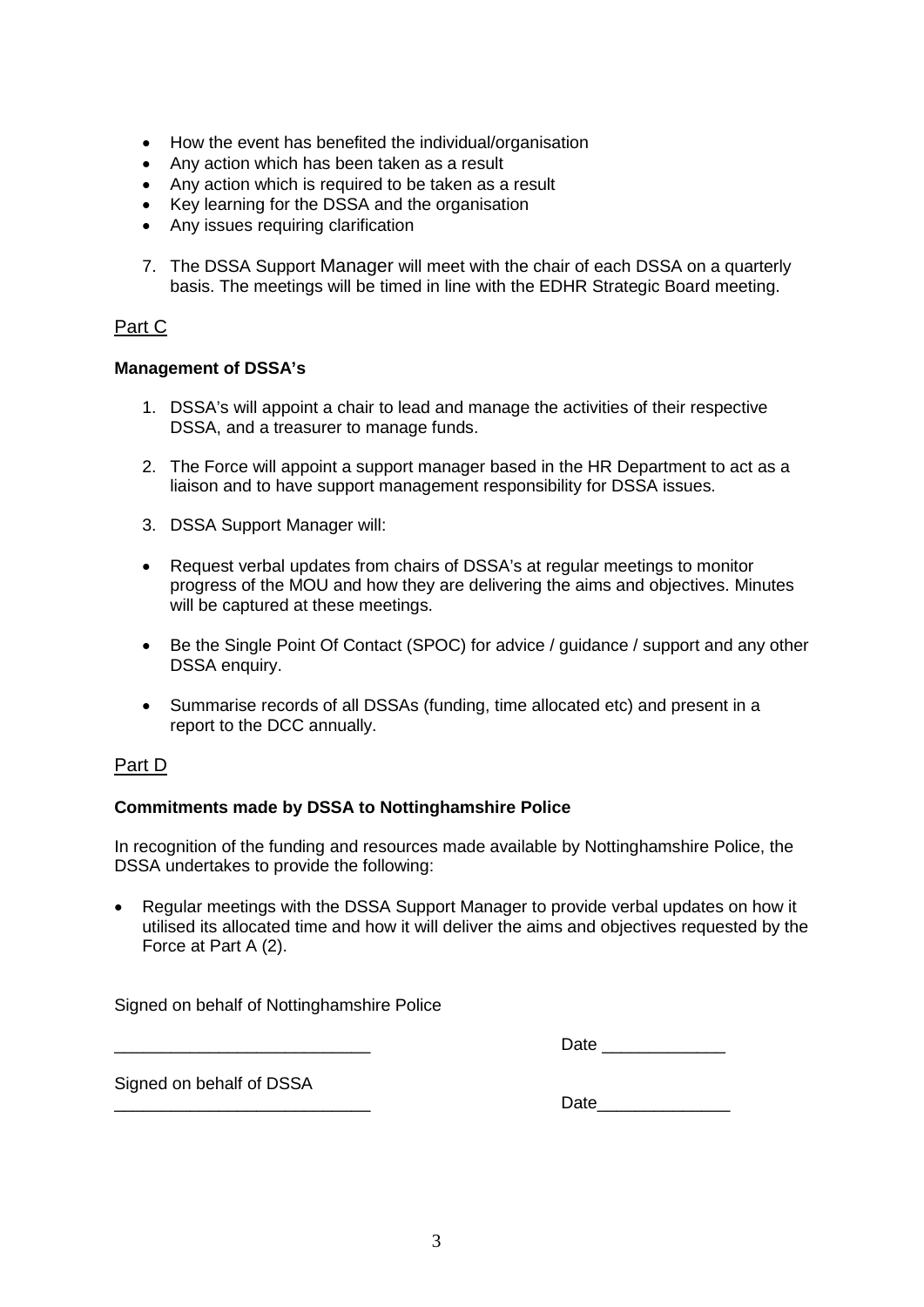- How the event has benefited the individual/organisation
- Any action which has been taken as a result
- Any action which is required to be taken as a result
- Key learning for the DSSA and the organisation
- Any issues requiring clarification

7. The DSSA Support Manager will meet with the chair of each DSSA on a quarterly basis. The meetings will be timed in line with the EDHR Strategic Board meeting.

## Part C

**Management of DSSA's**

1. DSSA's will appoint a chair to lead and manage the activities of their respective DSSA, and a treasurer to manage funds.

2. The Force will appoint a support manager based in the HR Department to act as a liaison and to have support management responsibility for DSSA issues.

3. DSSA Support Manager will:

- Request verbal updates from chairs of DSSA's at regular meetings to monitor progress of the MOU and how they are delivering the aims and objectives. Minutes will be captured at these meetings.

- Be the Single Point Of Contact (SPOC) for advice / guidance / support and any other DSSA enquiry.

- Summarise records of all DSSAs (funding, time allocated etc) and present in a report to the DCC annually.

## Part D

**Commitments made by DSSA to Nottinghamshire Police**

In recognition of the funding and resources made available by Nottinghamshire Police, the DSSA undertakes to provide the following:

- Regular meetings with the DSSA Support Manager to provide verbal updates on how it utilised its allocated time and how it will deliver the aims and objectives requested by the Force at Part A (2).

Signed on behalf of Nottinghamshire Police

___________________________ Date _____________

Signed on behalf of DSSA

___________________________ Date______________